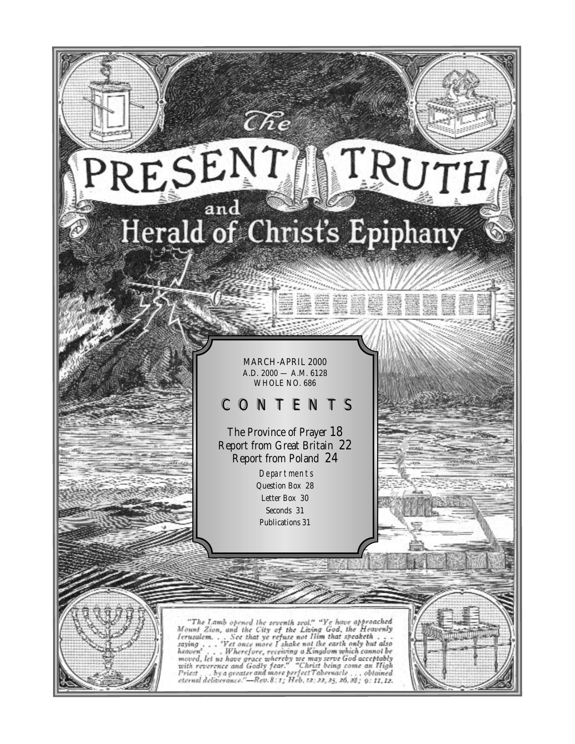# The PRESENT TRUTH and Herald of Christ's Epiphany

MARCH-APRIL 2000
A.D. 2000 — A.M. 6128
WHOLE NO. 686

## CONTENTS

The Province of Prayer 18
Report from Great Britain 22
Report from Poland 24

*Departments*

Question Box 28
Letter Box 30
Seconds 31
Publications 31

*"The Lamb opened the seventh seal." "Ye have approached Mount Zion, and the City of the Living God, the Heavenly Jerusalem. . . See that ye refuse not Him that speaketh . . . saying . . . 'Yet once more I shake not the earth only but also heaven' . . . Wherefore, receiving a Kingdom which cannot be moved, let us have grace whereby we may serve God acceptably with reverence and Godly fear." "Christ being come an High Priest . . . by a greater and more perfect Tabernacle . . . obtained eternal deliverance."—Rev. 8: 1; Heb. 12: 22, 25, 26, 28; 9: 11, 12.*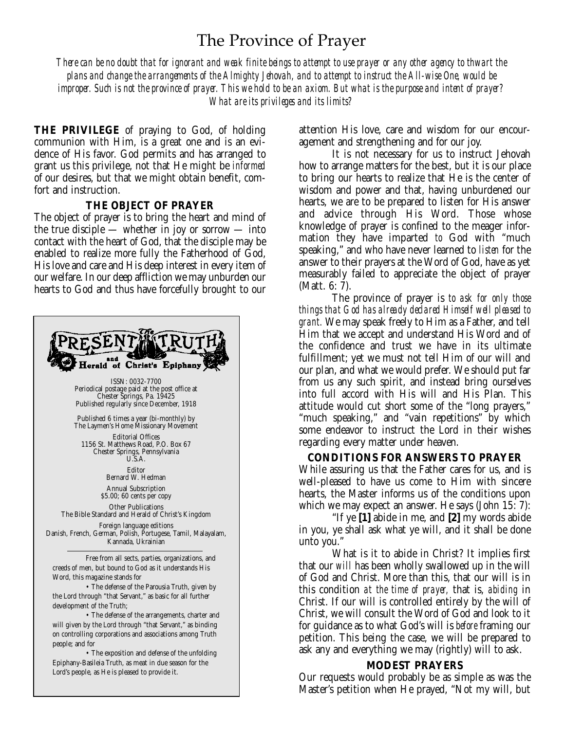# The Province of Prayer

*There can be no doubt that for ignorant and weak finite beings to attempt to use prayer or any other agency to thwart the plans and change the arrangements of the Almighty Jehovah, and to attempt to instruct the All-wise One, would be improper. Such is not the province of prayer. This we hold to be an axiom. But what is the purpose and intent of prayer? What are its privileges and its limits?*

**THE PRIVILEGE** of praying to God, of holding communion with Him, is a great one and is an evidence of His favor. God permits and has arranged to grant us this privilege, not that He might be *informed* of our desires, but that we might obtain benefit, comfort and instruction.

### THE OBJECT OF PRAYER

The object of prayer is to bring the heart and mind of the true disciple — whether in joy or sorrow — into contact with the heart of God, that the disciple may be enabled to realize more fully the Fatherhood of God, His love and care and His deep interest in every item of our welfare. In our deep affliction we may unburden our hearts to God and thus have forcefully brought to our attention His love, care and wisdom for our encouragement and strengthening and for our joy.

It is not necessary for us to instruct Jehovah how to arrange matters for the best, but it is our place to bring our hearts to realize that He is the center of wisdom and power and that, having unburdened our hearts, we are to be prepared to listen for His answer and advice through His Word. Those whose knowledge of prayer is confined to the meager information they have imparted *to* God with "much speaking," and who have never learned to *listen* for the answer to their prayers at the Word of God, have as yet measurably failed to appreciate the object of prayer (Matt. 6: 7).

The province of prayer is *to ask for only those things that God has already declared Himself well pleased to grant.* We may speak freely to Him as a Father, and tell Him that we accept and understand His Word and of the confidence and trust we have in its ultimate fulfillment; yet we must not tell Him of our will and our plan, and what we would prefer. We should put far from us any such spirit, and instead bring ourselves into full accord with His will and His Plan. This attitude would cut short some of the "long prayers," "much speaking," and "vain repetitions" by which some endeavor to instruct the Lord in their wishes regarding every matter under heaven.

### CONDITIONS FOR ANSWERS TO PRAYER

While assuring us that the Father cares for us, and is well-pleased to have us come to Him with sincere hearts, the Master informs us of the conditions upon which we may expect an answer. He says (John 15: 7):

"If ye **[1]** abide in me, and **[2]** my words abide in you, ye shall ask what ye will, and it shall be done unto you."

What is it to abide in Christ? It implies first that our *will* has been wholly swallowed up in the will of God and Christ. More than this, that our will is in this condition *at the time of prayer,* that is, *abiding* in Christ. If our will is controlled entirely by the will of Christ, we will consult the Word of God and look to it for guidance as to what God's will is *before* framing our petition. This being the case, we will be prepared to ask any and everything we may (rightly) will to ask.

### MODEST PRAYERS

Our requests would probably be as simple as was the Master's petition when He prayed, "Not my will, but

---

**The PRESENT TRUTH and Herald of Christ's Epiphany**

ISSN: 0032-7700
Periodical postage paid at the post office at Chester Springs, Pa. 19425
Published regularly since December, 1918

Published 6 times a year (bi-monthly) by
The Laymen's Home Missionary Movement

Editorial Offices
1156 St. Matthews Road, P.O. Box 67
Chester Springs, Pennsylvania
U.S.A.

Editor
Bernard W. Hedman

Annual Subscription
$5.00; 60 cents per copy

Other Publications
The Bible Standard and Herald of Christ's Kingdom

Foreign language editions
Danish, French, German, Polish, Portugese, Tamil, Malayalam, Kannada, Ukrainian

Free from all sects, parties, organizations, and creeds of men, but bound to God as it understands His Word, this magazine stands for

• The defense of the Parousia Truth, given by the Lord through "that Servant," as basic for all further development of the Truth;

• The defense of the arrangements, charter and will given by the Lord through "that Servant," as binding on controlling corporations and associations among Truth people; and for

• The exposition and defense of the unfolding Epiphany-Basileia Truth, as meat in due season for the Lord's people, as He is pleased to provide it.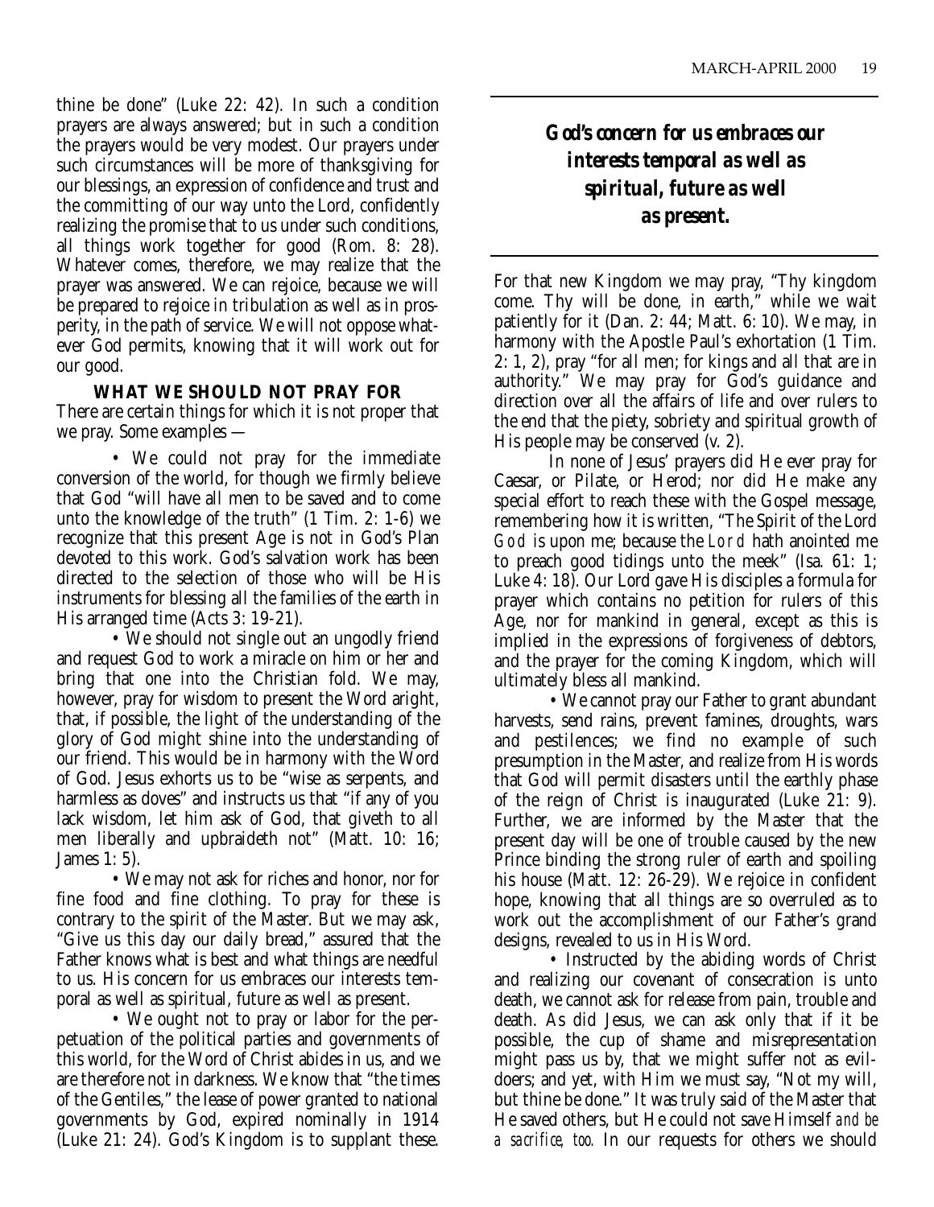thine be done" (Luke 22: 42). In such a condition prayers are always answered; but in such a condition the prayers would be very modest. Our prayers under such circumstances will be more of thanksgiving for our blessings, an expression of confidence and trust and the committing of our way unto the Lord, confidently realizing the promise that to us under such conditions, all things work together for good (Rom. 8: 28). Whatever comes, therefore, we may realize that the prayer was answered. We can rejoice, because we will be prepared to rejoice in tribulation as well as in prosperity, in the path of service. We will not oppose whatever God permits, knowing that it will work out for our good.

### WHAT WE SHOULD NOT PRAY FOR

There are certain things for which it is not proper that we pray. Some examples —

• We could not pray for the immediate conversion of the world, for though we firmly believe that God "will have all men to be saved and to come unto the knowledge of the truth" (1 Tim. 2: 1-6) we recognize that this present Age is not in God's Plan devoted to this work. God's salvation work has been directed to the selection of those who will be His instruments for blessing all the families of the earth in His arranged time (Acts 3: 19-21).

• We should not single out an ungodly friend and request God to work a miracle on him or her and bring that one into the Christian fold. We may, however, pray for wisdom to present the Word aright, that, if possible, the light of the understanding of the glory of God might shine into the understanding of our friend. This would be in harmony with the Word of God. Jesus exhorts us to be "wise as serpents, and harmless as doves" and instructs us that "if any of you lack wisdom, let him ask of God, that giveth to all men liberally and upbraideth not" (Matt. 10: 16; James 1: 5).

• We may not ask for riches and honor, nor for fine food and fine clothing. To pray for these is contrary to the spirit of the Master. But we may ask, "Give us this day our daily bread," assured that the Father knows what is best and what things are needful to us. His concern for us embraces our interests temporal as well as spiritual, future as well as present.

• We ought not to pray or labor for the perpetuation of the political parties and governments of this world, for the Word of Christ abides in us, and we are therefore not in darkness. We know that "the times of the Gentiles," the lease of power granted to national governments by God, expired nominally in 1914 (Luke 21: 24). God's Kingdom is to supplant these.

***God's concern for us embraces our interests temporal as well as spiritual, future as well as present.***

For that new Kingdom we may pray, "Thy kingdom come. Thy will be done, in earth," while we wait patiently for it (Dan. 2: 44; Matt. 6: 10). We may, in harmony with the Apostle Paul's exhortation (1 Tim. 2: 1, 2), pray "for all men; for kings and all that are in authority." We may pray for God's guidance and direction over all the affairs of life and over rulers to the end that the piety, sobriety and spiritual growth of His people may be conserved (v. 2).

In none of Jesus' prayers did He ever pray for Caesar, or Pilate, or Herod; nor did He make any special effort to reach these with the Gospel message, remembering how it is written, "The Spirit of the Lord *God* is upon me; because the *Lord* hath anointed me to preach good tidings unto the meek" (Isa. 61: 1; Luke 4: 18). Our Lord gave His disciples a formula for prayer which contains no petition for rulers of this Age, nor for mankind in general, except as this is implied in the expressions of forgiveness of debtors, and the prayer for the coming Kingdom, which will ultimately bless all mankind.

• We cannot pray our Father to grant abundant harvests, send rains, prevent famines, droughts, wars and pestilences; we find no example of such presumption in the Master, and realize from His words that God will permit disasters until the earthly phase of the reign of Christ is inaugurated (Luke 21: 9). Further, we are informed by the Master that the present day will be one of trouble caused by the new Prince binding the strong ruler of earth and spoiling his house (Matt. 12: 26-29). We rejoice in confident hope, knowing that all things are so overruled as to work out the accomplishment of our Father's grand designs, revealed to us in His Word.

• Instructed by the abiding words of Christ and realizing our covenant of consecration is unto death, we cannot ask for release from pain, trouble and death. As did Jesus, we can ask only that if it be possible, the cup of shame and misrepresentation might pass us by, that we might suffer not as evildoers; and yet, with Him we must say, "Not my will, but thine be done." It was truly said of the Master that He saved others, but He could not save Himself *and be a sacrifice, too.* In our requests for others we should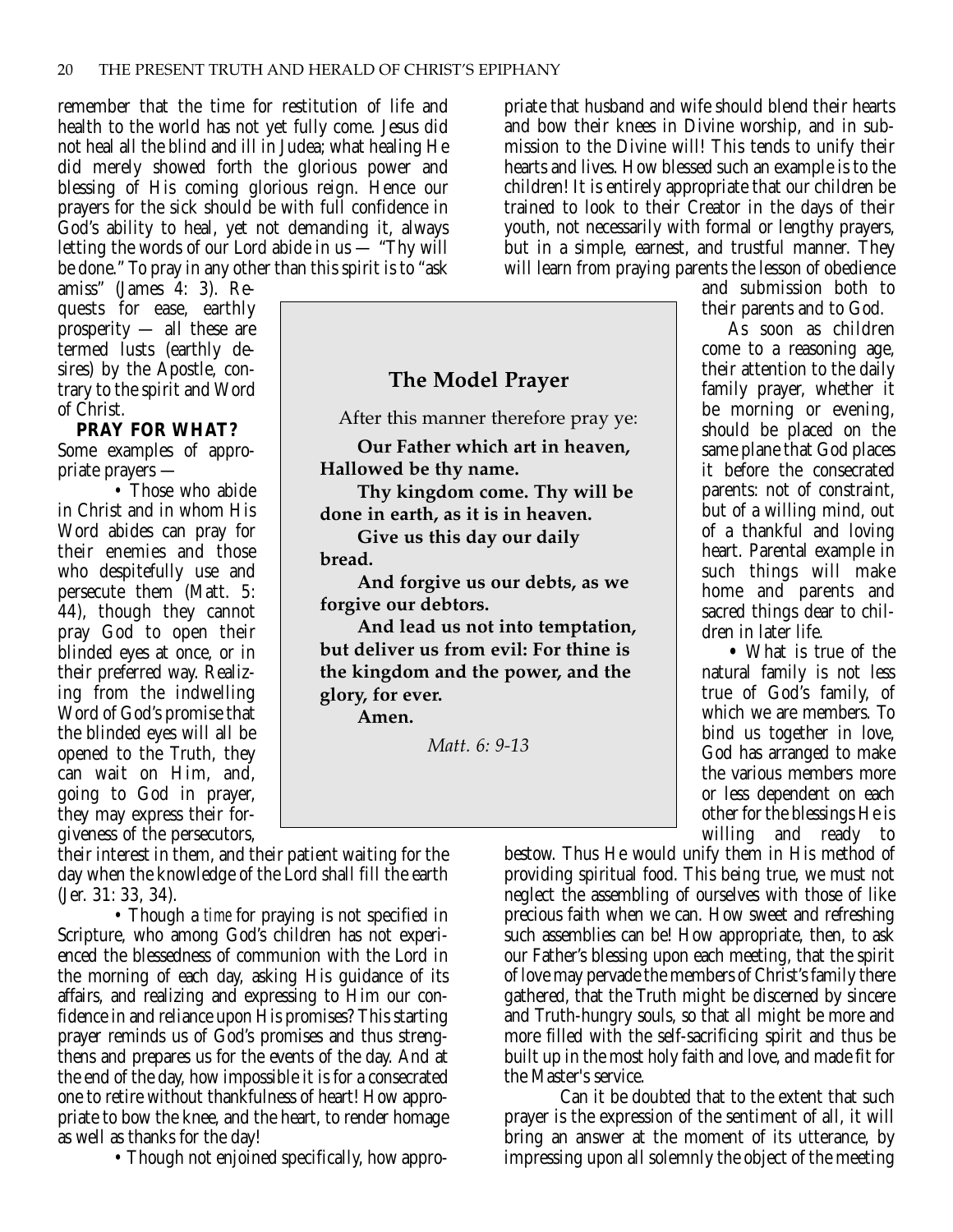remember that the time for restitution of life and health to the world has not yet fully come. Jesus did not heal all the blind and ill in Judea; what healing He did merely showed forth the glorious power and blessing of His coming glorious reign. Hence our prayers for the sick should be with full confidence in God's ability to heal, yet not demanding it, always letting the words of our Lord abide in us — "Thy will be done." To pray in any other than this spirit is to "ask amiss" (James 4: 3). Requests for ease, earthly prosperity — all these are termed lusts (earthly desires) by the Apostle, contrary to the spirit and Word of Christ.

**PRAY FOR WHAT?** Some examples of appropriate prayers —

• Those who abide in Christ and in whom His Word abides can pray for their enemies and those who despitefully use and persecute them (Matt. 5: 44), though they cannot pray God to open their blinded eyes at once, or in their preferred way. Realizing from the indwelling Word of God's promise that the blinded eyes will all be opened to the Truth, they can wait on Him, and, going to God in prayer, they may express their forgiveness of the persecutors, their interest in them, and their patient waiting for the day when the knowledge of the Lord shall fill the earth (Jer. 31: 33, 34).

• Though a *time* for praying is not specified in Scripture, who among God's children has not experienced the blessedness of communion with the Lord in the morning of each day, asking His guidance of its affairs, and realizing and expressing to Him our confidence in and reliance upon His promises? This starting prayer reminds us of God's promises and thus strengthens and prepares us for the events of the day. And at the end of the day, how impossible it is for a consecrated one to retire without thankfulness of heart! How appropriate to bow the knee, and the heart, to render homage as well as thanks for the day!

• Though not enjoined specifically, how appropriate that husband and wife should blend their hearts and bow their knees in Divine worship, and in submission to the Divine will! This tends to unify their hearts and lives. How blessed such an example is to the children! It is entirely appropriate that our children be trained to look to their Creator in the days of their youth, not necessarily with formal or lengthy prayers, but in a simple, earnest, and trustful manner. They will learn from praying parents the lesson of obedience and submission both to their parents and to God.

As soon as children come to a reasoning age, their attention to the daily family prayer, whether it be morning or evening, should be placed on the same plane that God places it before the consecrated parents: not of constraint, but of a willing mind, out of a thankful and loving heart. Parental example in such things will make home and parents and sacred things dear to children in later life.

• What is true of the natural family is not less true of God's family, of which we are members. To bind us together in love, God has arranged to make the various members more or less dependent on each other for the blessings He is willing and ready to bestow. Thus He would unify them in His method of providing spiritual food. This being true, we must not neglect the assembling of ourselves with those of like precious faith when we can. How sweet and refreshing such assemblies can be! How appropriate, then, to ask our Father's blessing upon each meeting, that the spirit of love may pervade the members of Christ's family there gathered, that the Truth might be discerned by sincere and Truth-hungry souls, so that all might be more and more filled with the self-sacrificing spirit and thus be built up in the most holy faith and love, and made fit for the Master's service.

Can it be doubted that to the extent that such prayer is the expression of the sentiment of all, it will bring an answer at the moment of its utterance, by impressing upon all solemnly the object of the meeting

---

### The Model Prayer

After this manner therefore pray ye:

**Our Father which art in heaven, Hallowed be thy name.**

**Thy kingdom come. Thy will be done in earth, as it is in heaven.**

**Give us this day our daily bread.**

**And forgive us our debts, as we forgive our debtors.**

**And lead us not into temptation, but deliver us from evil: For thine is the kingdom and the power, and the glory, for ever.**

**Amen.**

*Matt. 6: 9-13*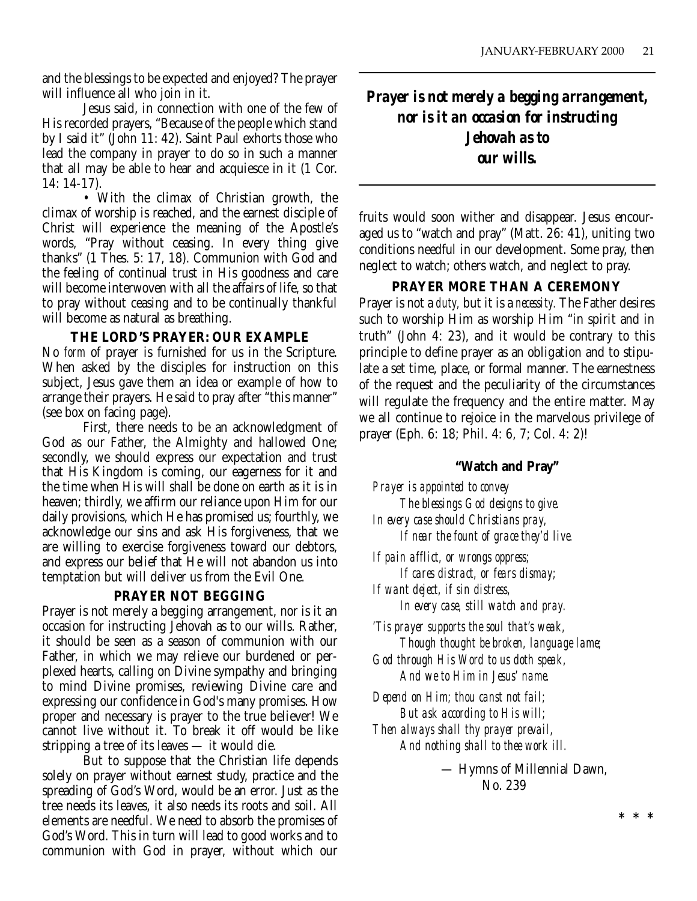and the blessings to be expected and enjoyed? The prayer will influence all who join in it.

Jesus said, in connection with one of the few of His recorded prayers, "Because of the people which stand by I said it" (John 11: 42). Saint Paul exhorts those who lead the company in prayer to do so in such a manner that all may be able to hear and acquiesce in it (1 Cor. 14: 14-17).

• With the climax of Christian growth, the climax of worship is reached, and the earnest disciple of Christ will experience the meaning of the Apostle's words, "Pray without ceasing. In every thing give thanks" (1 Thes. 5: 17, 18). Communion with God and the feeling of continual trust in His goodness and care will become interwoven with all the affairs of life, so that to pray without ceasing and to be continually thankful will become as natural as breathing.

### THE LORD'S PRAYER: OUR EXAMPLE

No *form* of prayer is furnished for us in the Scripture. When asked by the disciples for instruction on this subject, Jesus gave them an idea or example of how to arrange their prayers. He said to pray after "this manner" (see box on facing page).

First, there needs to be an acknowledgment of God as our Father, the Almighty and hallowed One; secondly, we should express our expectation and trust that His Kingdom is coming, our eagerness for it and the time when His will shall be done on earth as it is in heaven; thirdly, we affirm our reliance upon Him for our daily provisions, which He has promised us; fourthly, we acknowledge our sins and ask His forgiveness, that we are willing to exercise forgiveness toward our debtors, and express our belief that He will not abandon us into temptation but will deliver us from the Evil One.

### PRAYER NOT BEGGING

Prayer is not merely a begging arrangement, nor is it an occasion for instructing Jehovah as to our wills. Rather, it should be seen as a season of communion with our Father, in which we may relieve our burdened or perplexed hearts, calling on Divine sympathy and bringing to mind Divine promises, reviewing Divine care and expressing our confidence in God's many promises. How proper and necessary is prayer to the true believer! We cannot live without it. To break it off would be like stripping a tree of its leaves — it would die.

But to suppose that the Christian life depends solely on prayer without earnest study, practice and the spreading of God's Word, would be an error. Just as the tree needs its leaves, it also needs its roots and soil. All elements are needful. We need to absorb the promises of God's Word. This in turn will lead to good works and to communion with God in prayer, without which our fruits would soon wither and disappear. Jesus encouraged us to "watch and pray" (Matt. 26: 41), uniting two conditions needful in our development. Some pray, then neglect to watch; others watch, and neglect to pray.

***Prayer is not merely a begging arrangement, nor is it an occasion for instructing Jehovah as to our wills.***

### PRAYER MORE THAN A CEREMONY

Prayer is not a *duty,* but it is a *necessity.* The Father desires such to worship Him as worship Him "in spirit and in truth" (John 4: 23), and it would be contrary to this principle to define prayer as an obligation and to stipulate a set time, place, or formal manner. The earnestness of the request and the peculiarity of the circumstances will regulate the frequency and the entire matter. May we all continue to rejoice in the marvelous privilege of prayer (Eph. 6: 18; Phil. 4: 6, 7; Col. 4: 2)!

**"Watch and Pray"**

*Prayer is appointed to convey*
*The blessings God designs to give.*
*In every case should Christians pray,*
*If near the fount of grace they'd live.*

*If pain afflict, or wrongs oppress;*
*If cares distract, or fears dismay;*
*If want deject, if sin distress,*
*In every case, still watch and pray.*

*'Tis prayer supports the soul that's weak,*
*Though thought be broken, language lame;*
*God through His Word to us doth speak,*
*And we to Him in Jesus' name.*

*Depend on Him; thou canst not fail;*
*But ask according to His will;*
*Then always shall thy prayer prevail,*
*And nothing shall to thee work ill.*

— Hymns of Millennial Dawn, No. 239

\* \* \*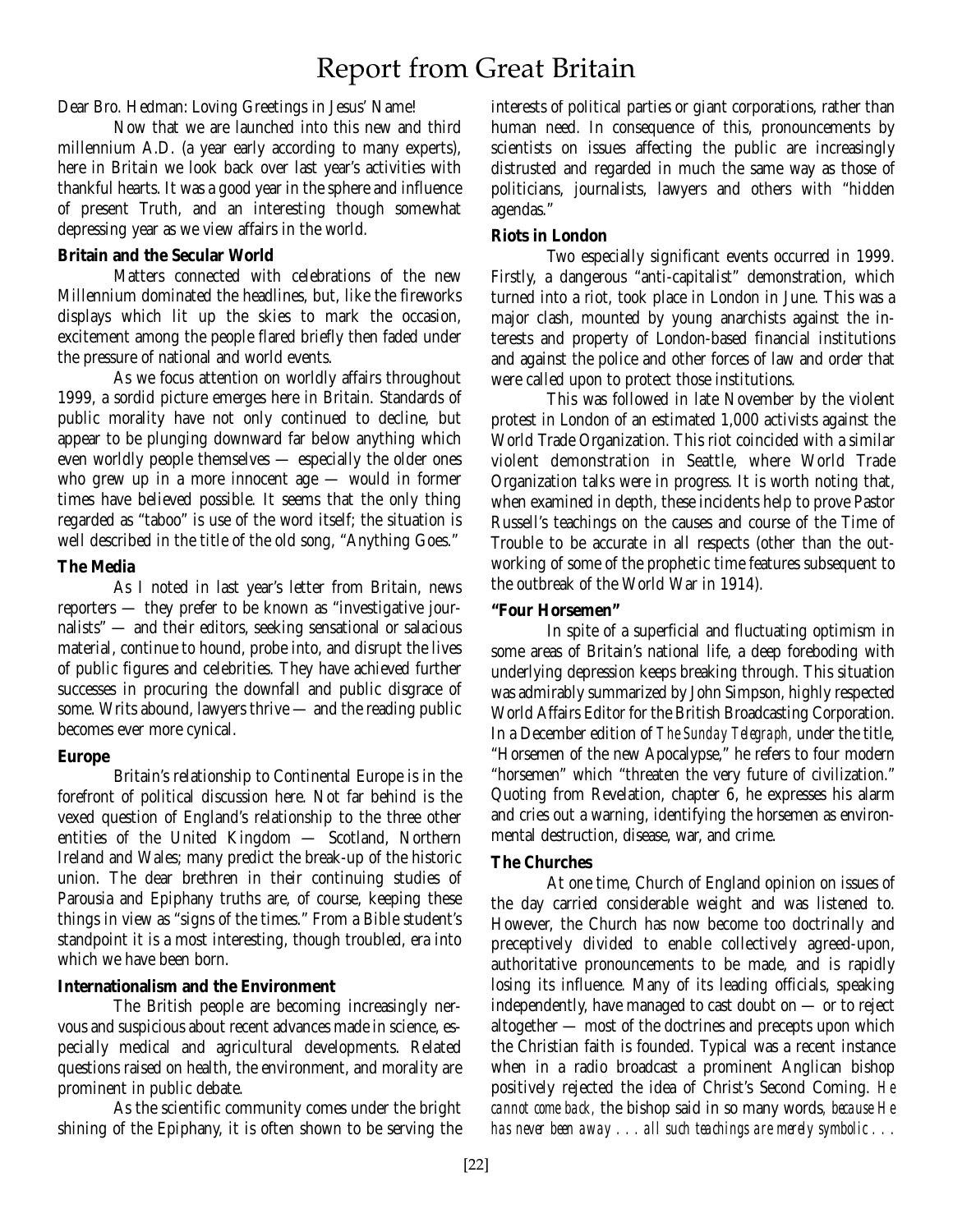# Report from Great Britain

Dear Bro. Hedman: Loving Greetings in Jesus' Name!

Now that we are launched into this new and third millennium A.D. (a year early according to many experts), here in Britain we look back over last year's activities with thankful hearts. It was a good year in the sphere and influence of present Truth, and an interesting though somewhat depressing year as we view affairs in the world.

**Britain and the Secular World**

Matters connected with celebrations of the new Millennium dominated the headlines, but, like the fireworks displays which lit up the skies to mark the occasion, excitement among the people flared briefly then faded under the pressure of national and world events.

As we focus attention on worldly affairs throughout 1999, a sordid picture emerges here in Britain. Standards of public morality have not only continued to decline, but appear to be plunging downward far below anything which even worldly people themselves — especially the older ones who grew up in a more innocent age — would in former times have believed possible. It seems that the only thing regarded as "taboo" is use of the word itself; the situation is well described in the title of the old song, "Anything Goes."

**The Media**

As I noted in last year's letter from Britain, news reporters — they prefer to be known as "investigative journalists" — and their editors, seeking sensational or salacious material, continue to hound, probe into, and disrupt the lives of public figures and celebrities. They have achieved further successes in procuring the downfall and public disgrace of some. Writs abound, lawyers thrive — and the reading public becomes ever more cynical.

**Europe**

Britain's relationship to Continental Europe is in the forefront of political discussion here. Not far behind is the vexed question of England's relationship to the three other entities of the United Kingdom — Scotland, Northern Ireland and Wales; many predict the break-up of the historic union. The dear brethren in their continuing studies of Parousia and Epiphany truths are, of course, keeping these things in view as "signs of the times." From a Bible student's standpoint it is a most interesting, though troubled, era into which we have been born.

**Internationalism and the Environment**

The British people are becoming increasingly nervous and suspicious about recent advances made in science, especially medical and agricultural developments. Related questions raised on health, the environment, and morality are prominent in public debate.

As the scientific community comes under the bright shining of the Epiphany, it is often shown to be serving the interests of political parties or giant corporations, rather than human need. In consequence of this, pronouncements by scientists on issues affecting the public are increasingly distrusted and regarded in much the same way as those of politicians, journalists, lawyers and others with "hidden agendas."

**Riots in London**

Two especially significant events occurred in 1999. Firstly, a dangerous "anti-capitalist" demonstration, which turned into a riot, took place in London in June. This was a major clash, mounted by young anarchists against the interests and property of London-based financial institutions and against the police and other forces of law and order that were called upon to protect those institutions.

This was followed in late November by the violent protest in London of an estimated 1,000 activists against the World Trade Organization. This riot coincided with a similar violent demonstration in Seattle, where World Trade Organization talks were in progress. It is worth noting that, when examined in depth, these incidents help to prove Pastor Russell's teachings on the causes and course of the Time of Trouble to be accurate in all respects (other than the outworking of some of the prophetic time features subsequent to the outbreak of the World War in 1914).

**"Four Horsemen"**

In spite of a superficial and fluctuating optimism in some areas of Britain's national life, a deep foreboding with underlying depression keeps breaking through. This situation was admirably summarized by John Simpson, highly respected World Affairs Editor for the British Broadcasting Corporation. In a December edition of *The Sunday Telegraph,* under the title, "Horsemen of the new Apocalypse," he refers to four modern "horsemen" which "threaten the very future of civilization." Quoting from Revelation, chapter 6, he expresses his alarm and cries out a warning, identifying the horsemen as environmental destruction, disease, war, and crime.

**The Churches**

At one time, Church of England opinion on issues of the day carried considerable weight and was listened to. However, the Church has now become too doctrinally and preceptively divided to enable collectively agreed-upon, authoritative pronouncements to be made, and is rapidly losing its influence. Many of its leading officials, speaking independently, have managed to cast doubt on — or to reject altogether — most of the doctrines and precepts upon which the Christian faith is founded. Typical was a recent instance when in a radio broadcast a prominent Anglican bishop positively rejected the idea of Christ's Second Coming. *He cannot come back,* the bishop said in so many words, *because He has never been away . . . all such teachings are merely symbolic . . .*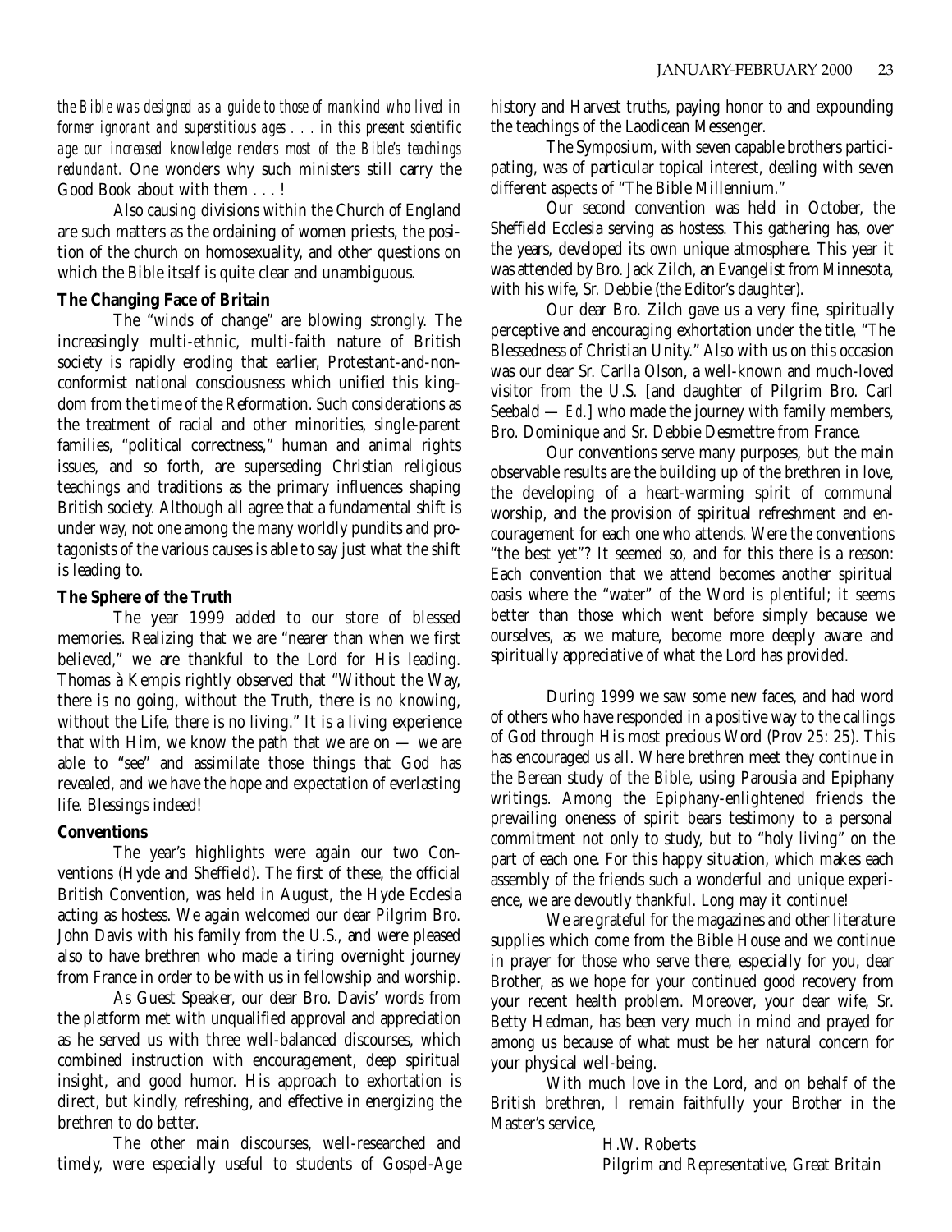*the Bible was designed as a guide to those of mankind who lived in former ignorant and superstitious ages . . . in this present scientific age our increased knowledge renders most of the Bible's teachings redundant.* One wonders why such ministers still carry the Good Book about with them . . . !

Also causing divisions within the Church of England are such matters as the ordaining of women priests, the position of the church on homosexuality, and other questions on which the Bible itself is quite clear and unambiguous.

**The Changing Face of Britain**

The "winds of change" are blowing strongly. The increasingly multi-ethnic, multi-faith nature of British society is rapidly eroding that earlier, Protestant-and-nonconformist national consciousness which unified this kingdom from the time of the Reformation. Such considerations as the treatment of racial and other minorities, single-parent families, "political correctness," human and animal rights issues, and so forth, are superseding Christian religious teachings and traditions as the primary influences shaping British society. Although all agree that a fundamental shift is under way, not one among the many worldly pundits and protagonists of the various causes is able to say just what the shift is leading to.

**The Sphere of the Truth**

The year 1999 added to our store of blessed memories. Realizing that we are "nearer than when we first believed," we are thankful to the Lord for His leading. Thomas à Kempis rightly observed that "Without the Way, there is no going, without the Truth, there is no knowing, without the Life, there is no living." It is a living experience that with Him, we know the path that we are on — we are able to "see" and assimilate those things that God has revealed, and we have the hope and expectation of everlasting life. Blessings indeed!

**Conventions**

The year's highlights were again our two Conventions (Hyde and Sheffield). The first of these, the official British Convention, was held in August, the Hyde Ecclesia acting as hostess. We again welcomed our dear Pilgrim Bro. John Davis with his family from the U.S., and were pleased also to have brethren who made a tiring overnight journey from France in order to be with us in fellowship and worship.

As Guest Speaker, our dear Bro. Davis' words from the platform met with unqualified approval and appreciation as he served us with three well-balanced discourses, which combined instruction with encouragement, deep spiritual insight, and good humor. His approach to exhortation is direct, but kindly, refreshing, and effective in energizing the brethren to do better.

The other main discourses, well-researched and timely, were especially useful to students of Gospel-Age history and Harvest truths, paying honor to and expounding the teachings of the Laodicean Messenger.

The Symposium, with seven capable brothers participating, was of particular topical interest, dealing with seven different aspects of "The Bible Millennium."

Our second convention was held in October, the Sheffield Ecclesia serving as hostess. This gathering has, over the years, developed its own unique atmosphere. This year it was attended by Bro. Jack Zilch, an Evangelist from Minnesota, with his wife, Sr. Debbie (the Editor's daughter).

Our dear Bro. Zilch gave us a very fine, spiritually perceptive and encouraging exhortation under the title, "The Blessedness of Christian Unity." Also with us on this occasion was our dear Sr. Carlla Olson, a well-known and much-loved visitor from the U.S. [and daughter of Pilgrim Bro. Carl Seebald — *Ed.*] who made the journey with family members, Bro. Dominique and Sr. Debbie Desmettre from France.

Our conventions serve many purposes, but the main observable results are the building up of the brethren in love, the developing of a heart-warming spirit of communal worship, and the provision of spiritual refreshment and encouragement for each one who attends. Were the conventions "the best yet"? It seemed so, and for this there is a reason: Each convention that we attend becomes another spiritual oasis where the "water" of the Word is plentiful; it seems better than those which went before simply because we ourselves, as we mature, become more deeply aware and spiritually appreciative of what the Lord has provided.

During 1999 we saw some new faces, and had word of others who have responded in a positive way to the callings of God through His most precious Word (Prov 25: 25). This has encouraged us all. Where brethren meet they continue in the Berean study of the Bible, using Parousia and Epiphany writings. Among the Epiphany-enlightened friends the prevailing oneness of spirit bears testimony to a personal commitment not only to study, but to "holy living" on the part of each one. For this happy situation, which makes each assembly of the friends such a wonderful and unique experience, we are devoutly thankful. Long may it continue!

We are grateful for the magazines and other literature supplies which come from the Bible House and we continue in prayer for those who serve there, especially for you, dear Brother, as we hope for your continued good recovery from your recent health problem. Moreover, your dear wife, Sr. Betty Hedman, has been very much in mind and prayed for among us because of what must be her natural concern for your physical well-being.

With much love in the Lord, and on behalf of the British brethren, I remain faithfully your Brother in the Master's service,

H.W. Roberts
Pilgrim and Representative, Great Britain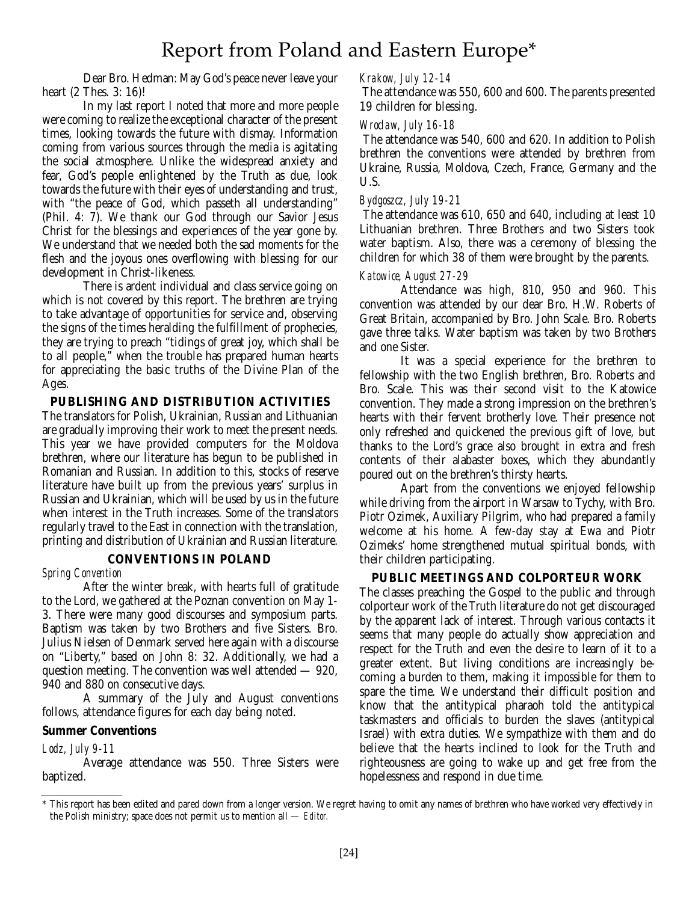# Report from Poland and Eastern Europe*

Dear Bro. Hedman: May God's peace never leave your heart (2 Thes. 3: 16)!

In my last report I noted that more and more people were coming to realize the exceptional character of the present times, looking towards the future with dismay. Information coming from various sources through the media is agitating the social atmosphere. Unlike the widespread anxiety and fear, God's people enlightened by the Truth as due, look towards the future with their eyes of understanding and trust, with "the peace of God, which passeth all understanding" (Phil. 4: 7). We thank our God through our Savior Jesus Christ for the blessings and experiences of the year gone by. We understand that we needed both the sad moments for the flesh and the joyous ones overflowing with blessing for our development in Christ-likeness.

There is ardent individual and class service going on which is not covered by this report. The brethren are trying to take advantage of opportunities for service and, observing the signs of the times heralding the fulfillment of prophecies, they are trying to preach "tidings of great joy, which shall be to all people," when the trouble has prepared human hearts for appreciating the basic truths of the Divine Plan of the Ages.

## PUBLISHING AND DISTRIBUTION ACTIVITIES

The translators for Polish, Ukrainian, Russian and Lithuanian are gradually improving their work to meet the present needs. This year we have provided computers for the Moldova brethren, where our literature has begun to be published in Romanian and Russian. In addition to this, stocks of reserve literature have built up from the previous years' surplus in Russian and Ukrainian, which will be used by us in the future when interest in the Truth increases. Some of the translators regularly travel to the East in connection with the translation, printing and distribution of Ukrainian and Russian literature.

## CONVENTIONS IN POLAND

*Spring Convention*

After the winter break, with hearts full of gratitude to the Lord, we gathered at the Poznan convention on May 1-3. There were many good discourses and symposium parts. Baptism was taken by two Brothers and five Sisters. Bro. Julius Nielsen of Denmark served here again with a discourse on "Liberty," based on John 8: 32. Additionally, we had a question meeting. The convention was well attended — 920, 940 and 880 on consecutive days.

A summary of the July and August conventions follows, attendance figures for each day being noted.

**Summer Conventions**

*Lodz, July 9-11*

Average attendance was 550. Three Sisters were baptized.

*Krakow, July 12-14*

The attendance was 550, 600 and 600. The parents presented 19 children for blessing.

*Wroclaw, July 16-18*

The attendance was 540, 600 and 620. In addition to Polish brethren the conventions were attended by brethren from Ukraine, Russia, Moldova, Czech, France, Germany and the U.S.

*Bydgoszcz, July 19-21*

The attendance was 610, 650 and 640, including at least 10 Lithuanian brethren. Three Brothers and two Sisters took water baptism. Also, there was a ceremony of blessing the children for which 38 of them were brought by the parents.

*Katowice, August 27-29*

Attendance was high, 810, 950 and 960. This convention was attended by our dear Bro. H.W. Roberts of Great Britain, accompanied by Bro. John Scale. Bro. Roberts gave three talks. Water baptism was taken by two Brothers and one Sister.

It was a special experience for the brethren to fellowship with the two English brethren, Bro. Roberts and Bro. Scale. This was their second visit to the Katowice convention. They made a strong impression on the brethren's hearts with their fervent brotherly love. Their presence not only refreshed and quickened the previous gift of love, but thanks to the Lord's grace also brought in extra and fresh contents of their alabaster boxes, which they abundantly poured out on the brethren's thirsty hearts.

Apart from the conventions we enjoyed fellowship while driving from the airport in Warsaw to Tychy, with Bro. Piotr Ozimek, Auxiliary Pilgrim, who had prepared a family welcome at his home. A few-day stay at Ewa and Piotr Ozimeks' home strengthened mutual spiritual bonds, with their children participating.

## PUBLIC MEETINGS AND COLPORTEUR WORK

The classes preaching the Gospel to the public and through colporteur work of the Truth literature do not get discouraged by the apparent lack of interest. Through various contacts it seems that many people do actually show appreciation and respect for the Truth and even the desire to learn of it to a greater extent. But living conditions are increasingly becoming a burden to them, making it impossible for them to spare the time. We understand their difficult position and know that the antitypical pharaoh told the antitypical taskmasters and officials to burden the slaves (antitypical Israel) with extra duties. We sympathize with them and do believe that the hearts inclined to look for the Truth and righteousness are going to wake up and get free from the hopelessness and respond in due time.

---

\* This report has been edited and pared down from a longer version. We regret having to omit any names of brethren who have worked very effectively in the Polish ministry; space does not permit us to mention all — *Editor.*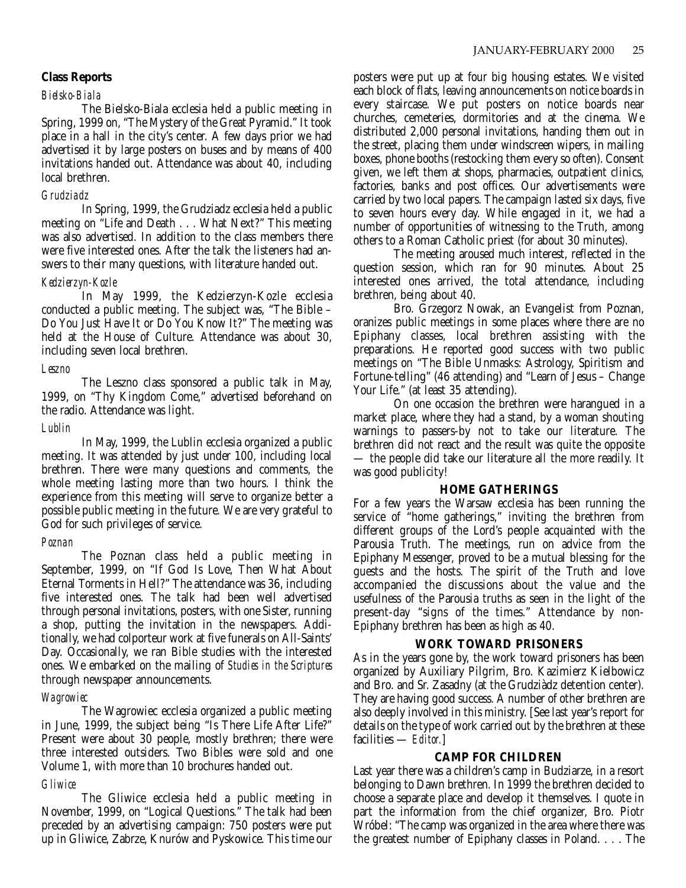**Class Reports**

*Bielsko-Biala*

The Bielsko-Biala ecclesia held a public meeting in Spring, 1999 on, "The Mystery of the Great Pyramid." It took place in a hall in the city's center. A few days prior we had advertised it by large posters on buses and by means of 400 invitations handed out. Attendance was about 40, including local brethren.

*Grudziadz*

In Spring, 1999, the Grudziadz ecclesia held a public meeting on "Life and Death . . . What Next?" This meeting was also advertised. In addition to the class members there were five interested ones. After the talk the listeners had answers to their many questions, with literature handed out.

*Kedzierzyn-Kozle*

In May 1999, the Kedzierzyn-Kozle ecclesia conducted a public meeting. The subject was, "The Bible – Do You Just Have It or Do You Know It?" The meeting was held at the House of Culture. Attendance was about 30, including seven local brethren.

*Leszno*

The Leszno class sponsored a public talk in May, 1999, on "Thy Kingdom Come," advertised beforehand on the radio. Attendance was light.

*Lublin*

In May, 1999, the Lublin ecclesia organized a public meeting. It was attended by just under 100, including local brethren. There were many questions and comments, the whole meeting lasting more than two hours. I think the experience from this meeting will serve to organize better a possible public meeting in the future. We are very grateful to God for such privileges of service.

*Poznan*

The Poznan class held a public meeting in September, 1999, on "If God Is Love, Then What About Eternal Torments in Hell?" The attendance was 36, including five interested ones. The talk had been well advertised through personal invitations, posters, with one Sister, running a shop, putting the invitation in the newspapers. Additionally, we had colporteur work at five funerals on All-Saints' Day. Occasionally, we ran Bible studies with the interested ones. We embarked on the mailing of *Studies in the Scriptures* through newspaper announcements.

*Wagrowiec*

The Wagrowiec ecclesia organized a public meeting in June, 1999, the subject being "Is There Life After Life?" Present were about 30 people, mostly brethren; there were three interested outsiders. Two Bibles were sold and one Volume 1, with more than 10 brochures handed out.

*Gliwice*

The Gliwice ecclesia held a public meeting in November, 1999, on "Logical Questions." The talk had been preceded by an advertising campaign: 750 posters were put up in Gliwice, Zabrze, Knurów and Pyskowice. This time our posters were put up at four big housing estates. We visited each block of flats, leaving announcements on notice boards in every staircase. We put posters on notice boards near churches, cemeteries, dormitories and at the cinema. We distributed 2,000 personal invitations, handing them out in the street, placing them under windscreen wipers, in mailing boxes, phone booths (restocking them every so often). Consent given, we left them at shops, pharmacies, outpatient clinics, factories, banks and post offices. Our advertisements were carried by two local papers. The campaign lasted six days, five to seven hours every day. While engaged in it, we had a number of opportunities of witnessing to the Truth, among others to a Roman Catholic priest (for about 30 minutes).

The meeting aroused much interest, reflected in the question session, which ran for 90 minutes. About 25 interested ones arrived, the total attendance, including brethren, being about 40.

Bro. Grzegorz Nowak, an Evangelist from Poznan, oranizes public meetings in some places where there are no Epiphany classes, local brethren assisting with the preparations. He reported good success with two public meetings on "The Bible Unmasks: Astrology, Spiritism and Fortune-telling" (46 attending) and "Learn of Jesus – Change Your Life." (at least 35 attending).

On one occasion the brethren were harangued in a market place, where they had a stand, by a woman shouting warnings to passers-by not to take our literature. The brethren did not react and the result was quite the opposite — the people did take our literature all the more readily. It was good publicity!

**HOME GATHERINGS**

For a few years the Warsaw ecclesia has been running the service of "home gatherings," inviting the brethren from different groups of the Lord's people acquainted with the Parousia Truth. The meetings, run on advice from the Epiphany Messenger, proved to be a mutual blessing for the guests and the hosts. The spirit of the Truth and love accompanied the discussions about the value and the usefulness of the Parousia truths as seen in the light of the present-day "signs of the times." Attendance by non-Epiphany brethren has been as high as 40.

**WORK TOWARD PRISONERS**

As in the years gone by, the work toward prisoners has been organized by Auxiliary Pilgrim, Bro. Kazimierz Kielbowicz and Bro. and Sr. Zasadny (at the Grudziàdz detention center). They are having good success. A number of other brethren are also deeply involved in this ministry. [See last year's report for details on the type of work carried out by the brethren at these facilities — *Editor.*]

**CAMP FOR CHILDREN**

Last year there was a children's camp in Budziarze, in a resort belonging to Dawn brethren. In 1999 the brethren decided to choose a separate place and develop it themselves. I quote in part the information from the chief organizer, Bro. Piotr Wróbel: "The camp was organized in the area where there was the greatest number of Epiphany classes in Poland. . . . The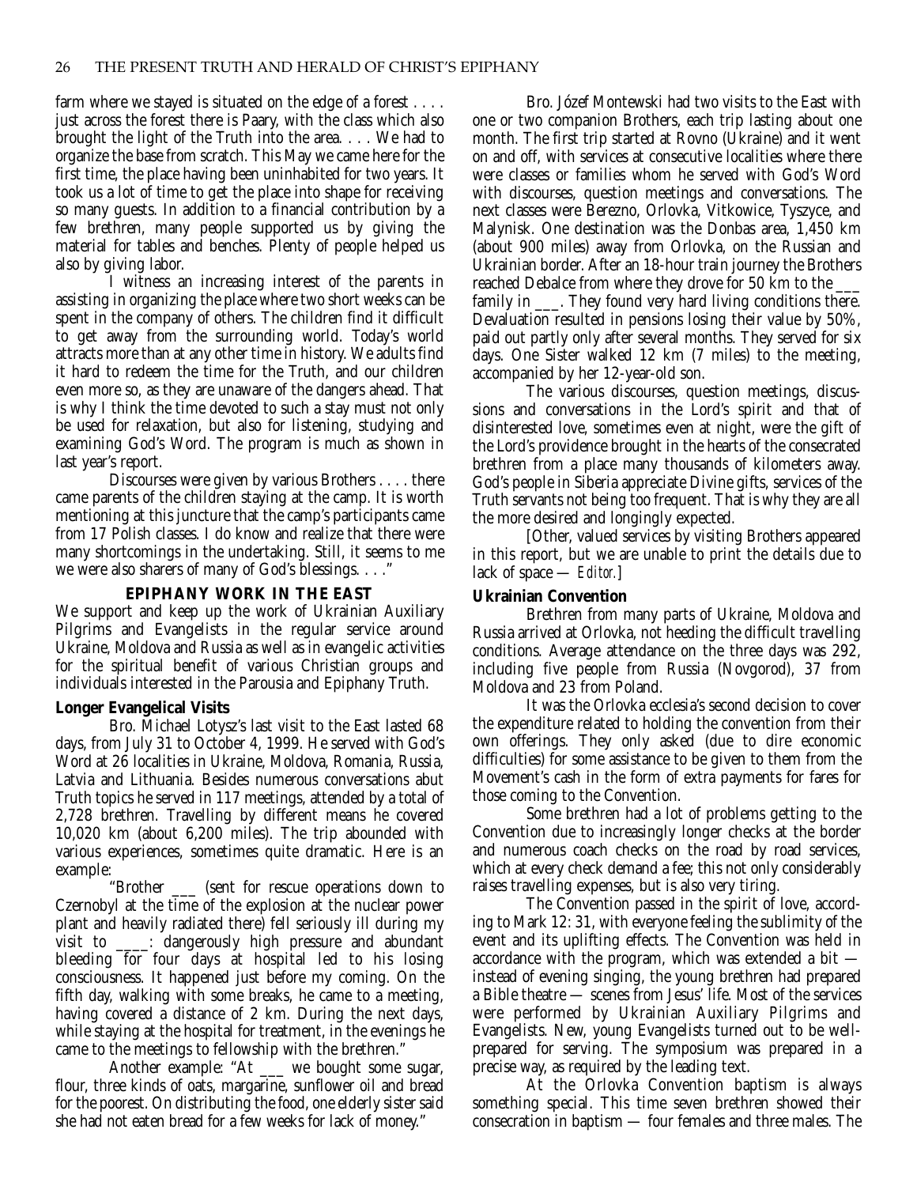farm where we stayed is situated on the edge of a forest . . . . just across the forest there is Paary, with the class which also brought the light of the Truth into the area. . . . We had to organize the base from scratch. This May we came here for the first time, the place having been uninhabited for two years. It took us a lot of time to get the place into shape for receiving so many guests. In addition to a financial contribution by a few brethren, many people supported us by giving the material for tables and benches. Plenty of people helped us also by giving labor.

I witness an increasing interest of the parents in assisting in organizing the place where two short weeks can be spent in the company of others. The children find it difficult to get away from the surrounding world. Today's world attracts more than at any other time in history. We adults find it hard to redeem the time for the Truth, and our children even more so, as they are unaware of the dangers ahead. That is why I think the time devoted to such a stay must not only be used for relaxation, but also for listening, studying and examining God's Word. The program is much as shown in last year's report.

Discourses were given by various Brothers . . . . there came parents of the children staying at the camp. It is worth mentioning at this juncture that the camp's participants came from 17 Polish classes. I do know and realize that there were many shortcomings in the undertaking. Still, it seems to me we were also sharers of many of God's blessings. . . ."

## EPIPHANY WORK IN THE EAST

We support and keep up the work of Ukrainian Auxiliary Pilgrims and Evangelists in the regular service around Ukraine, Moldova and Russia as well as in evangelic activities for the spiritual benefit of various Christian groups and individuals interested in the Parousia and Epiphany Truth.

### Longer Evangelical Visits

Bro. Michael Lotysz's last visit to the East lasted 68 days, from July 31 to October 4, 1999. He served with God's Word at 26 localities in Ukraine, Moldova, Romania, Russia, Latvia and Lithuania. Besides numerous conversations abut Truth topics he served in 117 meetings, attended by a total of 2,728 brethren. Travelling by different means he covered 10,020 km (about 6,200 miles). The trip abounded with various experiences, sometimes quite dramatic. Here is an example:

"Brother ___ (sent for rescue operations down to Czernobyl at the time of the explosion at the nuclear power plant and heavily radiated there) fell seriously ill during my visit to ____: dangerously high pressure and abundant bleeding for four days at hospital led to his losing consciousness. It happened just before my coming. On the fifth day, walking with some breaks, he came to a meeting, having covered a distance of 2 km. During the next days, while staying at the hospital for treatment, in the evenings he came to the meetings to fellowship with the brethren."

Another example: "At ___ we bought some sugar, flour, three kinds of oats, margarine, sunflower oil and bread for the poorest. On distributing the food, one elderly sister said she had not eaten bread for a few weeks for lack of money."

Bro. Józef Montewski had two visits to the East with one or two companion Brothers, each trip lasting about one month. The first trip started at Rovno (Ukraine) and it went on and off, with services at consecutive localities where there were classes or families whom he served with God's Word with discourses, question meetings and conversations. The next classes were Berezno, Orlovka, Vitkowice, Tyszyce, and Malynisk. One destination was the Donbas area, 1,450 km (about 900 miles) away from Orlovka, on the Russian and Ukrainian border. After an 18-hour train journey the Brothers reached Debalce from where they drove for 50 km to the ___ family in ___. They found very hard living conditions there. Devaluation resulted in pensions losing their value by 50%, paid out partly only after several months. They served for six days. One Sister walked 12 km (7 miles) to the meeting, accompanied by her 12-year-old son.

The various discourses, question meetings, discussions and conversations in the Lord's spirit and that of disinterested love, sometimes even at night, were the gift of the Lord's providence brought in the hearts of the consecrated brethren from a place many thousands of kilometers away. God's people in Siberia appreciate Divine gifts, services of the Truth servants not being too frequent. That is why they are all the more desired and longingly expected.

[Other, valued services by visiting Brothers appeared in this report, but we are unable to print the details due to lack of space — *Editor.*]

### Ukrainian Convention

Brethren from many parts of Ukraine, Moldova and Russia arrived at Orlovka, not heeding the difficult travelling conditions. Average attendance on the three days was 292, including five people from Russia (Novgorod), 37 from Moldova and 23 from Poland.

It was the Orlovka ecclesia's second decision to cover the expenditure related to holding the convention from their own offerings. They only asked (due to dire economic difficulties) for some assistance to be given to them from the Movement's cash in the form of extra payments for fares for those coming to the Convention.

Some brethren had a lot of problems getting to the Convention due to increasingly longer checks at the border and numerous coach checks on the road by road services, which at every check demand a fee; this not only considerably raises travelling expenses, but is also very tiring.

The Convention passed in the spirit of love, according to Mark 12: 31, with everyone feeling the sublimity of the event and its uplifting effects. The Convention was held in accordance with the program, which was extended a bit — instead of evening singing, the young brethren had prepared a Bible theatre — scenes from Jesus' life. Most of the services were performed by Ukrainian Auxiliary Pilgrims and Evangelists. New, young Evangelists turned out to be well-prepared for serving. The symposium was prepared in a precise way, as required by the leading text.

At the Orlovka Convention baptism is always something special. This time seven brethren showed their consecration in baptism — four females and three males. The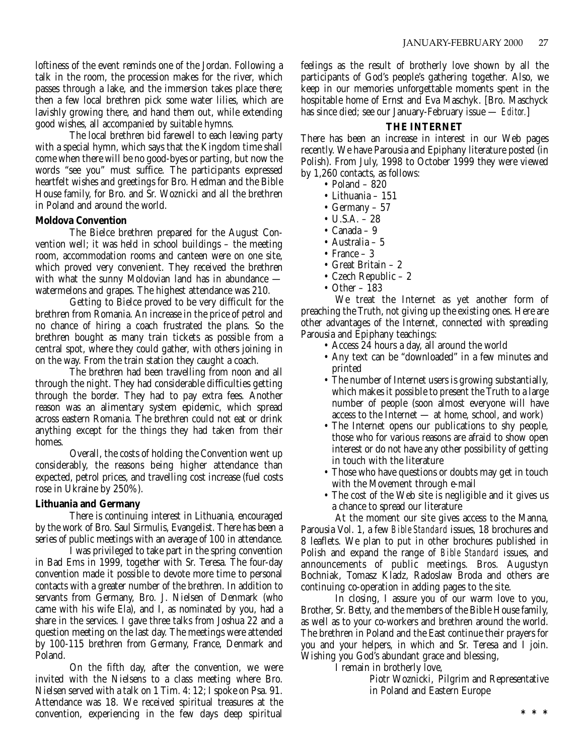loftiness of the event reminds one of the Jordan. Following a talk in the room, the procession makes for the river, which passes through a lake, and the immersion takes place there; then a few local brethren pick some water lilies, which are lavishly growing there, and hand them out, while extending good wishes, all accompanied by suitable hymns.

The local brethren bid farewell to each leaving party with a special hymn, which says that the Kingdom time shall come when there will be no good-byes or parting, but now the words "see you" must suffice. The participants expressed heartfelt wishes and greetings for Bro. Hedman and the Bible House family, for Bro. and Sr. Woznicki and all the brethren in Poland and around the world.

**Moldova Convention**

The Bielce brethren prepared for the August Convention well; it was held in school buildings – the meeting room, accommodation rooms and canteen were on one site, which proved very convenient. They received the brethren with what the sunny Moldovian land has in abundance — watermelons and grapes. The highest attendance was 210.

Getting to Bielce proved to be very difficult for the brethren from Romania. An increase in the price of petrol and no chance of hiring a coach frustrated the plans. So the brethren bought as many train tickets as possible from a central spot, where they could gather, with others joining in on the way. From the train station they caught a coach.

The brethren had been travelling from noon and all through the night. They had considerable difficulties getting through the border. They had to pay extra fees. Another reason was an alimentary system epidemic, which spread across eastern Romania. The brethren could not eat or drink anything except for the things they had taken from their homes.

Overall, the costs of holding the Convention went up considerably, the reasons being higher attendance than expected, petrol prices, and travelling cost increase (fuel costs rose in Ukraine by 250%).

**Lithuania and Germany**

There is continuing interest in Lithuania, encouraged by the work of Bro. Saul Sirmulis, Evangelist. There has been a series of public meetings with an average of 100 in attendance.

I was privileged to take part in the spring convention in Bad Ems in 1999, together with Sr. Teresa. The four-day convention made it possible to devote more time to personal contacts with a greater number of the brethren. In addition to servants from Germany, Bro. J. Nielsen of Denmark (who came with his wife Ela), and I, as nominated by you, had a share in the services. I gave three talks from Joshua 22 and a question meeting on the last day. The meetings were attended by 100-115 brethren from Germany, France, Denmark and Poland.

On the fifth day, after the convention, we were invited with the Nielsens to a class meeting where Bro. Nielsen served with a talk on 1 Tim. 4: 12; I spoke on Psa. 91. Attendance was 18. We received spiritual treasures at the convention, experiencing in the few days deep spiritual feelings as the result of brotherly love shown by all the participants of God's people's gathering together. Also, we keep in our memories unforgettable moments spent in the hospitable home of Ernst and Eva Maschyk. [Bro. Maschyck has since died; see our January-February issue — *Editor.*]

**THE INTERNET**

There has been an increase in interest in our Web pages recently. We have Parousia and Epiphany literature posted (in Polish). From July, 1998 to October 1999 they were viewed by 1,260 contacts, as follows:

- Poland – 820
- Lithuania – 151
- Germany – 57
- U.S.A. – 28
- Canada – 9
- Australia – 5
- France – 3
- Great Britain – 2
- Czech Republic – 2
- Other – 183

We treat the Internet as yet another form of preaching the Truth, not giving up the existing ones. Here are other advantages of the Internet, connected with spreading Parousia and Epiphany teachings:

- Access 24 hours a day, all around the world
- Any text can be "downloaded" in a few minutes and printed
- The number of Internet users is growing substantially, which makes it possible to present the Truth to a large number of people (soon almost everyone will have access to the Internet — at home, school, and work)
- The Internet opens our publications to shy people, those who for various reasons are afraid to show open interest or do not have any other possibility of getting in touch with the literature
- Those who have questions or doubts may get in touch with the Movement through e-mail
- The cost of the Web site is negligible and it gives us a chance to spread our literature

At the moment our site gives access to the Manna, Parousia Vol. 1, a few *Bible Standard* issues, 18 brochures and 8 leaflets. We plan to put in other brochures published in Polish and expand the range of *Bible Standard* issues, and announcements of public meetings. Bros. Augustyn Bochniak, Tomasz Kladz, Radoslaw Broda and others are continuing co-operation in adding pages to the site.

In closing, I assure you of our warm love to you, Brother, Sr. Betty, and the members of the Bible House family, as well as to your co-workers and brethren around the world. The brethren in Poland and the East continue their prayers for you and your helpers, in which and Sr. Teresa and I join. Wishing you God's abundant grace and blessing,

I remain in brotherly love,

Piotr Woznicki, Pilgrim and Representative
in Poland and Eastern Europe

\* \* \*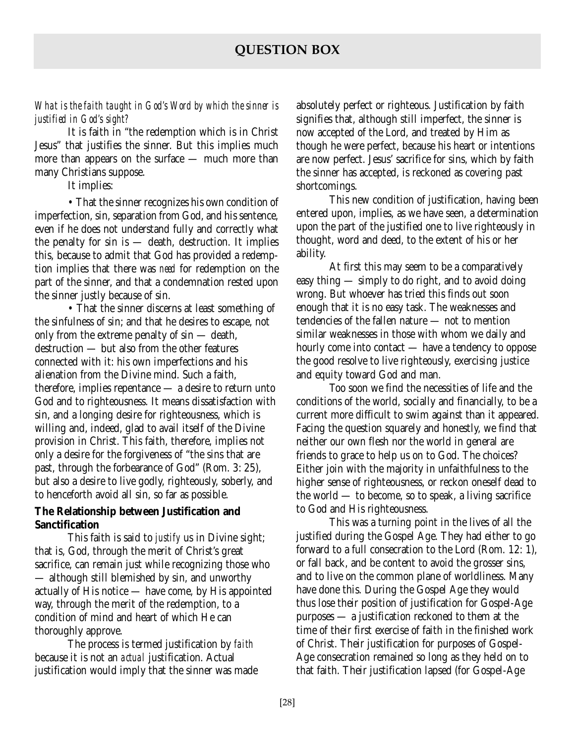## QUESTION BOX

*What is the faith taught in God's Word by which the sinner is justified in God's sight?*

It is faith in "the redemption which is in Christ Jesus" that justifies the sinner. But this implies much more than appears on the surface — much more than many Christians suppose.

It implies:

• That the sinner recognizes his own condition of imperfection, sin, separation from God, and his sentence, even if he does not understand fully and correctly what the penalty for sin is — death, destruction. It implies this, because to admit that God has provided a redemption implies that there was *need* for redemption on the part of the sinner, and that a condemnation rested upon the sinner justly because of sin.

• That the sinner discerns at least something of the sinfulness of sin; and that he desires to escape, not only from the extreme penalty of sin — death, destruction — but also from the other features connected with it: his own imperfections and his alienation from the Divine mind. Such a faith, therefore, implies repentance — a desire to return unto God and to righteousness. It means dissatisfaction with sin, and a longing desire for righteousness, which is willing and, indeed, glad to avail itself of the Divine provision in Christ. This faith, therefore, implies not only a desire for the forgiveness of "the sins that are past, through the forbearance of God" (Rom. 3: 25), but also a desire to live godly, righteously, soberly, and to henceforth avoid all sin, so far as possible.

**The Relationship between Justification and Sanctification**

This faith is said to *justify* us in Divine sight; that is, God, through the merit of Christ's great sacrifice, can remain just while recognizing those who — although still blemished by sin, and unworthy actually of His notice — have come, by His appointed way, through the merit of the redemption, to a condition of mind and heart of which He can thoroughly approve.

The process is termed justification by *faith* because it is not an *actual* justification. Actual justification would imply that the sinner was made absolutely perfect or righteous. Justification by faith signifies that, although still imperfect, the sinner is now accepted of the Lord, and treated by Him as though he were perfect, because his heart or intentions are now perfect. Jesus' sacrifice for sins, which by faith the sinner has accepted, is reckoned as covering past shortcomings.

This new condition of justification, having been entered upon, implies, as we have seen, a determination upon the part of the justified one to live righteously in thought, word and deed, to the extent of his or her ability.

At first this may seem to be a comparatively easy thing — simply to do right, and to avoid doing wrong. But whoever has tried this finds out soon enough that it is no easy task. The weaknesses and tendencies of the fallen nature — not to mention similar weaknesses in those with whom we daily and hourly come into contact — have a tendency to oppose the good resolve to live righteously, exercising justice and equity toward God and man.

Too soon we find the necessities of life and the conditions of the world, socially and financially, to be a current more difficult to swim against than it appeared. Facing the question squarely and honestly, we find that neither our own flesh nor the world in general are friends to grace to help us on to God. The choices? Either join with the majority in unfaithfulness to the higher sense of righteousness, or reckon oneself dead to the world — to become, so to speak, a living sacrifice to God and His righteousness.

This was a turning point in the lives of all the justified during the Gospel Age. They had either to go forward to a full consecration to the Lord (Rom. 12: 1), or fall back, and be content to avoid the grosser sins, and to live on the common plane of worldliness. Many have done this. During the Gospel Age they would thus lose their position of justification for Gospel-Age purposes — a justification reckoned to them at the time of their first exercise of faith in the finished work of Christ. Their justification for purposes of Gospel-Age consecration remained so long as they held on to that faith. Their justification lapsed (for Gospel-Age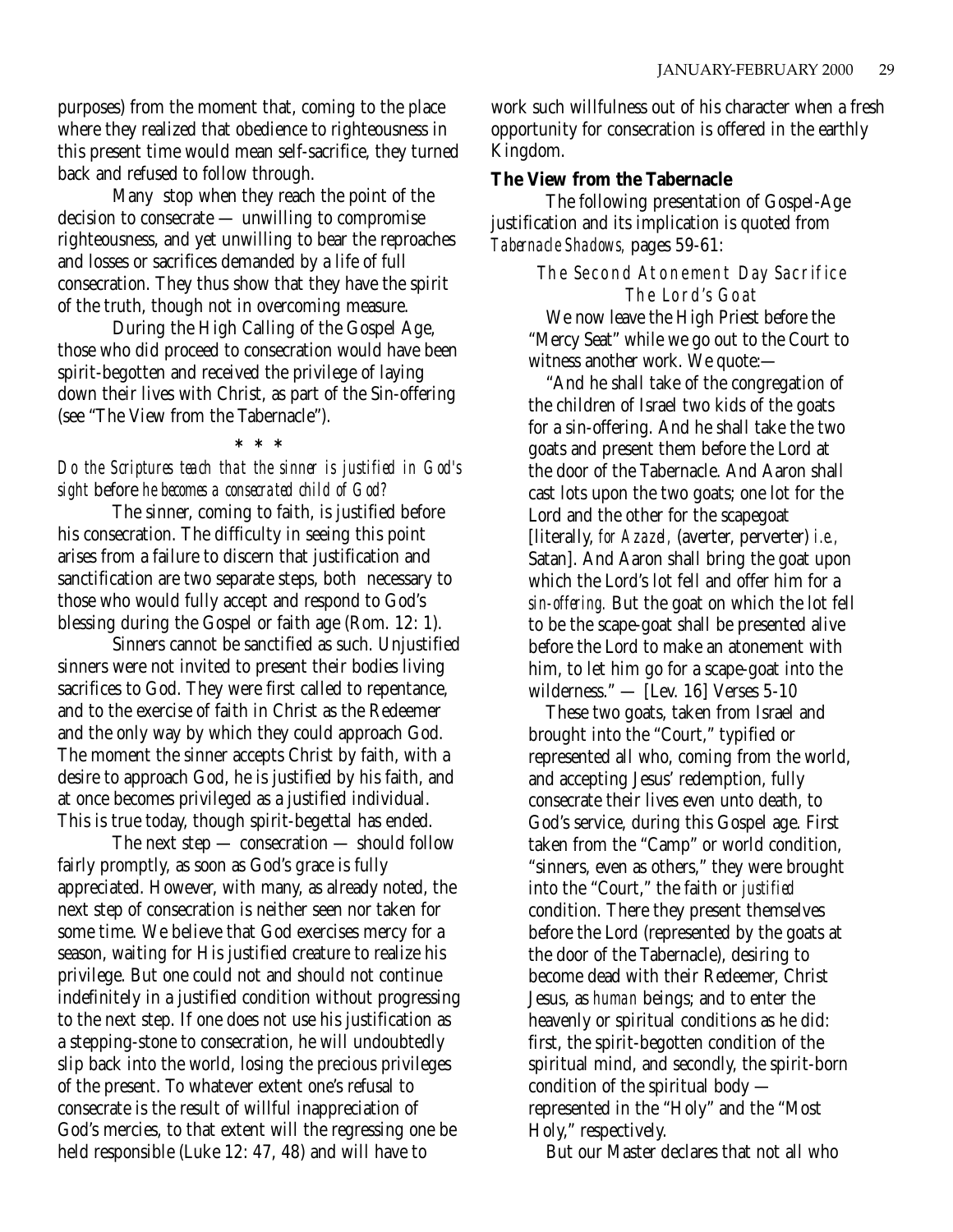purposes) from the moment that, coming to the place where they realized that obedience to righteousness in this present time would mean self-sacrifice, they turned back and refused to follow through.

Many stop when they reach the point of the decision to consecrate — unwilling to compromise righteousness, and yet unwilling to bear the reproaches and losses or sacrifices demanded by a life of full consecration. They thus show that they have the spirit of the truth, though not in overcoming measure.

During the High Calling of the Gospel Age, those who did proceed to consecration would have been spirit-begotten and received the privilege of laying down their lives with Christ, as part of the Sin-offering (see "The View from the Tabernacle").

\* \* \*

*Do the Scriptures teach that the sinner is justified in God's sight* before *he becomes a consecrated child of God?*

The sinner, coming to faith, is justified before his consecration. The difficulty in seeing this point arises from a failure to discern that justification and sanctification are two separate steps, both necessary to those who would fully accept and respond to God's blessing during the Gospel or faith age (Rom. 12: 1).

Sinners cannot be sanctified as such. Unjustified sinners were not invited to present their bodies living sacrifices to God. They were first called to repentance, and to the exercise of faith in Christ as the Redeemer and the only way by which they could approach God. The moment the sinner accepts Christ by faith, with a desire to approach God, he is justified by his faith, and at once becomes privileged as a justified individual. This is true today, though spirit-begettal has ended.

The next step — consecration — should follow fairly promptly, as soon as God's grace is fully appreciated. However, with many, as already noted, the next step of consecration is neither seen nor taken for some time. We believe that God exercises mercy for a season, waiting for His justified creature to realize his privilege. But one could not and should not continue indefinitely in a justified condition without progressing to the next step. If one does not use his justification as a stepping-stone to consecration, he will undoubtedly slip back into the world, losing the precious privileges of the present. To whatever extent one's refusal to consecrate is the result of willful inappreciation of God's mercies, to that extent will the regressing one be held responsible (Luke 12: 47, 48) and will have to work such willfulness out of his character when a fresh opportunity for consecration is offered in the earthly Kingdom.

## The View from the Tabernacle

The following presentation of Gospel-Age justification and its implication is quoted from *Tabernacle Shadows,* pages 59-61:

> *The Second Atonement Day Sacrifice*
> *The Lord's Goat*
>
> We now leave the High Priest before the "Mercy Seat" while we go out to the Court to witness another work. We quote:—
>
> "And he shall take of the congregation of the children of Israel two kids of the goats for a sin-offering. And he shall take the two goats and present them before the Lord at the door of the Tabernacle. And Aaron shall cast lots upon the two goats; one lot for the Lord and the other for the scapegoat [literally, *for Azazel,* (averter, perverter) *i.e.,* Satan]. And Aaron shall bring the goat upon which the Lord's lot fell and offer him for a *sin-offering.* But the goat on which the lot fell to be the scape-goat shall be presented alive before the Lord to make an atonement with him, to let him go for a scape-goat into the wilderness." — [Lev. 16] Verses 5-10
>
> These two goats, taken from Israel and brought into the "Court," typified or represented all who, coming from the world, and accepting Jesus' redemption, fully consecrate their lives even unto death, to God's service, during this Gospel age. First taken from the "Camp" or world condition, "sinners, even as others," they were brought into the "Court," the faith or *justified* condition. There they present themselves before the Lord (represented by the goats at the door of the Tabernacle), desiring to become dead with their Redeemer, Christ Jesus, as *human* beings; and to enter the heavenly or spiritual conditions as he did: first, the spirit-begotten condition of the spiritual mind, and secondly, the spirit-born condition of the spiritual body — represented in the "Holy" and the "Most Holy," respectively.
>
> But our Master declares that not all who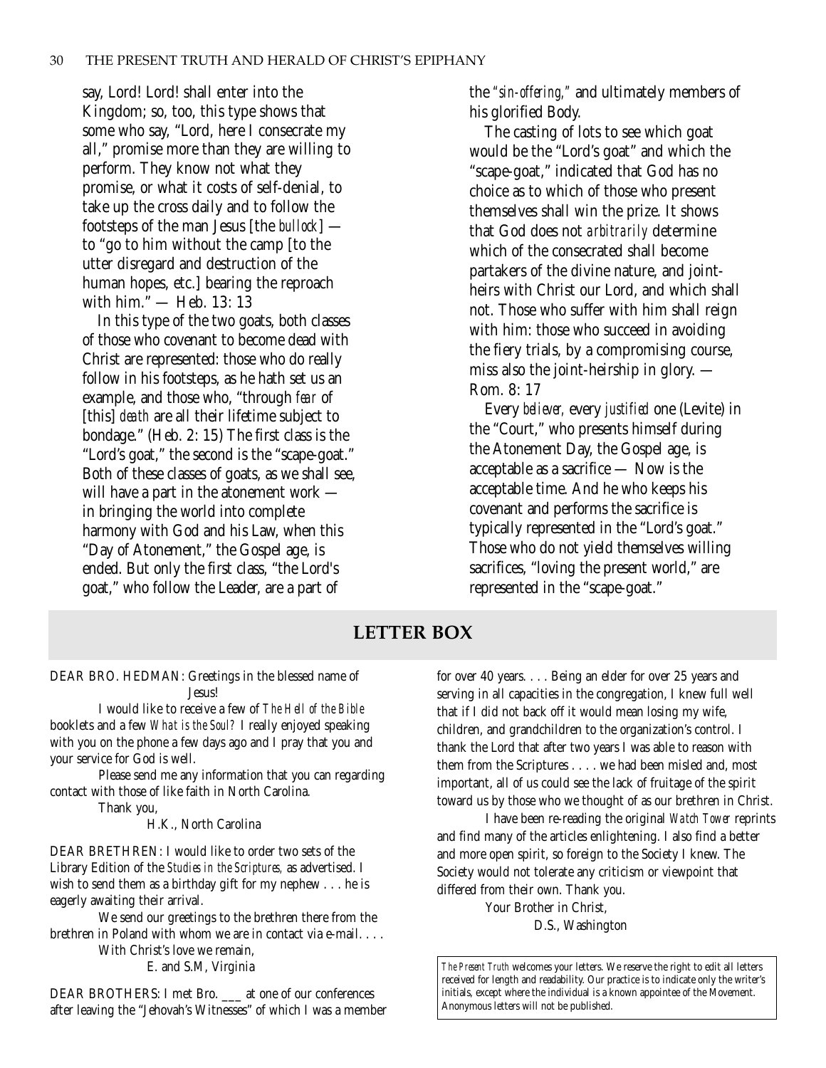say, Lord! Lord! shall enter into the Kingdom; so, too, this type shows that some who say, "Lord, here I consecrate my all," promise more than they are willing to perform. They know not what they promise, or what it costs of self-denial, to take up the cross daily and to follow the footsteps of the man Jesus [the *bullock*] — to "go to him without the camp [to the utter disregard and destruction of the human hopes, etc.] bearing the reproach with him." — Heb. 13: 13

In this type of the two goats, both classes of those who covenant to become dead with Christ are represented: those who do really follow in his footsteps, as he hath set us an example, and those who, "through *fear* of [this] *death* are all their lifetime subject to bondage." (Heb. 2: 15) The first class is the "Lord's goat," the second is the "scape-goat." Both of these classes of goats, as we shall see, will have a part in the atonement work — in bringing the world into complete harmony with God and his Law, when this "Day of Atonement," the Gospel age, is ended. But only the first class, "the Lord's goat," who follow the Leader, are a part of the *"sin-offering,"* and ultimately members of his glorified Body.

The casting of lots to see which goat would be the "Lord's goat" and which the "scape-goat," indicated that God has no choice as to which of those who present themselves shall win the prize. It shows that God does not *arbitrarily* determine which of the consecrated shall become partakers of the divine nature, and joint-heirs with Christ our Lord, and which shall not. Those who suffer with him shall reign with him: those who succeed in avoiding the fiery trials, by a compromising course, miss also the joint-heirship in glory. — Rom. 8: 17

Every *believer,* every *justified* one (Levite) in the "Court," who presents himself during the Atonement Day, the Gospel age, is acceptable as a sacrifice — Now is the acceptable time. And he who keeps his covenant and performs the sacrifice is typically represented in the "Lord's goat." Those who do not yield themselves willing sacrifices, "loving the present world," are represented in the "scape-goat."

## LETTER BOX

DEAR BRO. HEDMAN: Greetings in the blessed name of Jesus!

I would like to receive a few of *The Hell of the Bible* booklets and a few *What is the Soul?* I really enjoyed speaking with you on the phone a few days ago and I pray that you and your service for God is well.

Please send me any information that you can regarding contact with those of like faith in North Carolina.

Thank you,

H.K., North Carolina

DEAR BRETHREN: I would like to order two sets of the Library Edition of the *Studies in the Scriptures,* as advertised. I wish to send them as a birthday gift for my nephew . . . he is eagerly awaiting their arrival.

We send our greetings to the brethren there from the brethren in Poland with whom we are in contact via e-mail. . . .

With Christ's love we remain,

E. and S.M, Virginia

DEAR BROTHERS: I met Bro. ___ at one of our conferences after leaving the "Jehovah's Witnesses" of which I was a member for over 40 years. . . . Being an elder for over 25 years and serving in all capacities in the congregation, I knew full well that if I did not back off it would mean losing my wife, children, and grandchildren to the organization's control. I thank the Lord that after two years I was able to reason with them from the Scriptures . . . . we had been misled and, most important, all of us could see the lack of fruitage of the spirit toward us by those who we thought of as our brethren in Christ.

I have been re-reading the original *Watch Tower* reprints and find many of the articles enlightening. I also find a better and more open spirit, so foreign to the Society I knew. The Society would not tolerate any criticism or viewpoint that differed from their own. Thank you.

Your Brother in Christ,

D.S., Washington

*The Present Truth* welcomes your letters. We reserve the right to edit all letters received for length and readability. Our practice is to indicate only the writer's initials, except where the individual is a known appointee of the Movement. Anonymous letters will not be published.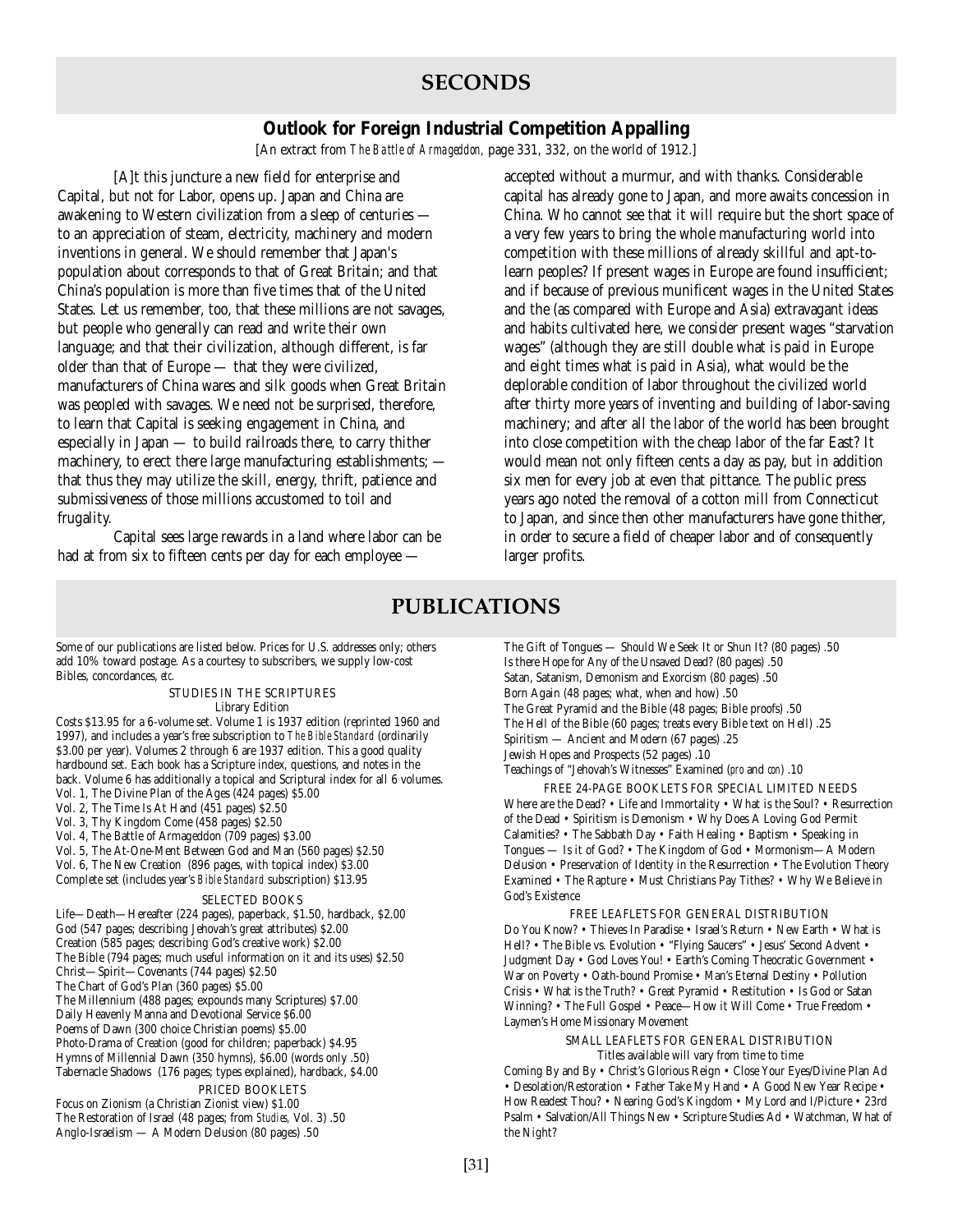## SECONDS

### Outlook for Foreign Industrial Competition Appalling

[An extract from *The Battle of Armageddon*, page 331, 332, on the world of 1912.]

[A]t this juncture a new field for enterprise and Capital, but not for Labor, opens up. Japan and China are awakening to Western civilization from a sleep of centuries — to an appreciation of steam, electricity, machinery and modern inventions in general. We should remember that Japan's population about corresponds to that of Great Britain; and that China's population is more than five times that of the United States. Let us remember, too, that these millions are not savages, but people who generally can read and write their own language; and that their civilization, although different, is far older than that of Europe — that they were civilized, manufacturers of China wares and silk goods when Great Britain was peopled with savages. We need not be surprised, therefore, to learn that Capital is seeking engagement in China, and especially in Japan — to build railroads there, to carry thither machinery, to erect there large manufacturing establishments; — that thus they may utilize the skill, energy, thrift, patience and submissiveness of those millions accustomed to toil and frugality.

Capital sees large rewards in a land where labor can be had at from six to fifteen cents per day for each employee — accepted without a murmur, and with thanks. Considerable capital has already gone to Japan, and more awaits concession in China. Who cannot see that it will require but the short space of a very few years to bring the whole manufacturing world into competition with these millions of already skillful and apt-to-learn peoples? If present wages in Europe are found insufficient; and if because of previous munificent wages in the United States and the (as compared with Europe and Asia) extravagant ideas and habits cultivated here, we consider present wages "starvation wages" (although they are still double what is paid in Europe and eight times what is paid in Asia), what would be the deplorable condition of labor throughout the civilized world after thirty more years of inventing and building of labor-saving machinery; and after all the labor of the world has been brought into close competition with the cheap labor of the far East? It would mean not only fifteen cents a day as pay, but in addition six men for every job at even that pittance. The public press years ago noted the removal of a cotton mill from Connecticut to Japan, and since then other manufacturers have gone thither, in order to secure a field of cheaper labor and of consequently larger profits.

## PUBLICATIONS

Some of our publications are listed below. Prices for U.S. addresses only; others add 10% toward postage. As a courtesy to subscribers, we supply low-cost Bibles, concordances, *etc.*

STUDIES IN THE SCRIPTURES
Library Edition

Costs $13.95 for a 6-volume set. Volume 1 is 1937 edition (reprinted 1960 and 1997), and includes a year's free subscription to *The Bible Standard* (ordinarily $3.00 per year). Volumes 2 through 6 are 1937 edition. This a good quality hardbound set. Each book has a Scripture index, questions, and notes in the back. Volume 6 has additionally a topical and Scriptural index for all 6 volumes.

Vol. 1, The Divine Plan of the Ages (424 pages) $5.00
Vol. 2, The Time Is At Hand (451 pages) $2.50
Vol. 3, Thy Kingdom Come (458 pages) $2.50
Vol. 4, The Battle of Armageddon (709 pages) $3.00
Vol. 5, The At-One-Ment Between God and Man (560 pages) $2.50
Vol. 6, The New Creation (896 pages, with topical index) $3.00
Complete set (includes year's *Bible Standard* subscription) $13.95

SELECTED BOOKS

Life—Death—Hereafter (224 pages), paperback, $1.50, hardback, $2.00
God (547 pages; describing Jehovah's great attributes) $2.00
Creation (585 pages; describing God's creative work) $2.00
The Bible (794 pages; much useful information on it and its uses) $2.50
Christ—Spirit—Covenants (744 pages) $2.50
The Chart of God's Plan (360 pages) $5.00
The Millennium (488 pages; expounds many Scriptures) $7.00
Daily Heavenly Manna and Devotional Service $6.00
Poems of Dawn (300 choice Christian poems) $5.00
Photo-Drama of Creation (good for children; paperback) $4.95
Hymns of Millennial Dawn (350 hymns), $6.00 (words only .50)
Tabernacle Shadows (176 pages; types explained), hardback, $4.00

PRICED BOOKLETS

Focus on Zionism (a Christian Zionist view) $1.00
The Restoration of Israel (48 pages; from *Studies*, Vol. 3) .50
Anglo-Israelism — A Modern Delusion (80 pages) .50
The Gift of Tongues — Should We Seek It or Shun It? (80 pages) .50
Is there Hope for Any of the Unsaved Dead? (80 pages) .50
Satan, Satanism, Demonism and Exorcism (80 pages) .50
Born Again (48 pages; what, when and how) .50
The Great Pyramid and the Bible (48 pages; Bible proofs) .50
The Hell of the Bible (60 pages; treats every Bible text on Hell) .25
Spiritism — Ancient and Modern (67 pages) .25
Jewish Hopes and Prospects (52 pages) .10
Teachings of "Jehovah's Witnesses" Examined (*pro* and *con*) .10

FREE 24-PAGE BOOKLETS FOR SPECIAL LIMITED NEEDS

Where are the Dead? • Life and Immortality • What is the Soul? • Resurrection of the Dead • Spiritism is Demonism • Why Does A Loving God Permit Calamities? • The Sabbath Day • Faith Healing • Baptism • Speaking in Tongues — Is it of God? • The Kingdom of God • Mormonism—A Modern Delusion • Preservation of Identity in the Resurrection • The Evolution Theory Examined • The Rapture • Must Christians Pay Tithes? • Why We Believe in God's Existence

FREE LEAFLETS FOR GENERAL DISTRIBUTION

Do You Know? • Thieves In Paradise • Israel's Return • New Earth • What is Hell? • The Bible vs. Evolution • "Flying Saucers" • Jesus' Second Advent • Judgment Day • God Loves You! • Earth's Coming Theocratic Government • War on Poverty • Oath-bound Promise • Man's Eternal Destiny • Pollution Crisis • What is the Truth? • Great Pyramid • Restitution • Is God or Satan Winning? • The Full Gospel • Peace—How it Will Come • True Freedom • Laymen's Home Missionary Movement

SMALL LEAFLETS FOR GENERAL DISTRIBUTION
Titles available will vary from time to time

Coming By and By • Christ's Glorious Reign • Close Your Eyes/Divine Plan Ad • Desolation/Restoration • Father Take My Hand • A Good New Year Recipe • How Readest Thou? • Nearing God's Kingdom • My Lord and I/Picture • 23rd Psalm • Salvation/All Things New • Scripture Studies Ad • Watchman, What of the Night?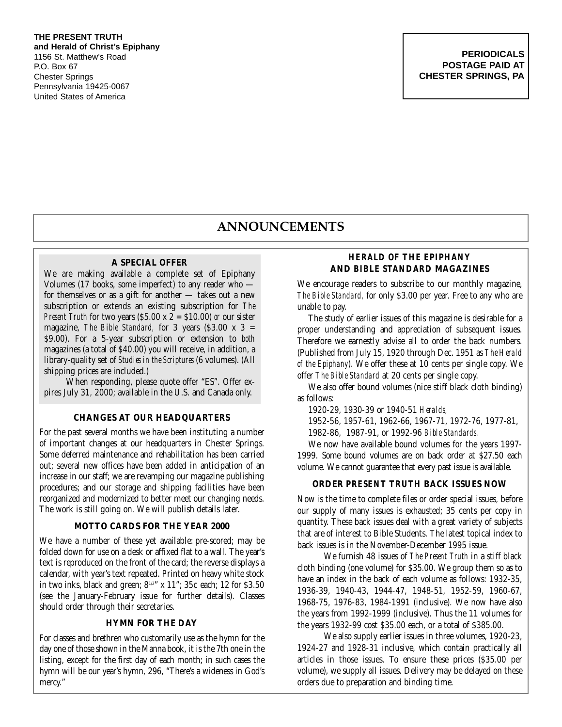**THE PRESENT TRUTH**
**and Herald of Christ's Epiphany**
1156 St. Matthew's Road
P.O. Box 67
Chester Springs
Pennsylvania 19425-0067
United States of America

**PERIODICALS**
**POSTAGE PAID AT**
**CHESTER SPRINGS, PA**

# ANNOUNCEMENTS

### A SPECIAL OFFER

We are making available a complete set of Epiphany Volumes (17 books, some imperfect) to any reader who — for themselves or as a gift for another — takes out a new subscription or extends an existing subscription for *The Present Truth* for two years ($5.00 x 2 = $10.00) *or* our sister magazine, *The Bible Standard,* for 3 years ($3.00 x 3 = $9.00). For a 5-year subscription or extension to *both* magazines (a total of $40.00) you will receive, in addition, a library-quality set of *Studies in the Scriptures* (6 volumes). (All shipping prices are included.)

When responding, please quote offer "ES". Offer expires July 31, 2000; available in the U.S. and Canada only.

### CHANGES AT OUR HEADQUARTERS

For the past several months we have been instituting a number of important changes at our headquarters in Chester Springs. Some deferred maintenance and rehabilitation has been carried out; several new offices have been added in anticipation of an increase in our staff; we are revamping our magazine publishing procedures; and our storage and shipping facilities have been reorganized and modernized to better meet our changing needs. The work is still going on. We will publish details later.

### MOTTO CARDS FOR THE YEAR 2000

We have a number of these yet available: pre-scored; may be folded down for use on a desk or affixed flat to a wall. The year's text is reproduced on the front of the card; the reverse displays a calendar, with year's text repeated. Printed on heavy white stock in two inks, black and green; 8 1/2" x 11"; 35¢ each; 12 for $3.50 (see the January-February issue for further details). Classes should order through their secretaries.

### HYMN FOR THE DAY

For classes and brethren who customarily use as the hymn for the day one of those shown in the Manna book, it is the 7th one in the listing, except for the first day of each month; in such cases the hymn will be our year's hymn, 296, "There's a wideness in God's mercy."

### HERALD OF THE EPIPHANY AND BIBLE STANDARD MAGAZINES

We encourage readers to subscribe to our monthly magazine, *The Bible Standard,* for only $3.00 per year. Free to any who are unable to pay.

The study of earlier issues of this magazine is desirable for a proper understanding and appreciation of subsequent issues. Therefore we earnestly advise all to order the back numbers. (Published from July 15, 1920 through Dec. 1951 as *The Herald of the Epiphany*). We offer these at 10 cents per single copy. We offer *The Bible Standard* at 20 cents per single copy.

We also offer bound volumes (nice stiff black cloth binding) as follows:

1920-29, 1930-39 or 1940-51 *Heralds,*
1952-56, 1957-61, 1962-66, 1967-71, 1972-76, 1977-81, 1982-86, 1987-91, or 1992-96 *Bible Standards.*

We now have available bound volumes for the years 1997-1999. Some bound volumes are on back order at $27.50 each volume. We cannot guarantee that every past issue is available.

### ORDER PRESENT TRUTH BACK ISSUES NOW

Now is the time to complete files or order special issues, before our supply of many issues is exhausted; 35 cents per copy in quantity. These back issues deal with a great variety of subjects that are of interest to Bible Students. The latest topical index to back issues is in the November-December 1995 issue.

We furnish 48 issues of *The Present Truth* in a stiff black cloth binding (one volume) for $35.00. We group them so as to have an index in the back of each volume as follows: 1932-35, 1936-39, 1940-43, 1944-47, 1948-51, 1952-59, 1960-67, 1968-75, 1976-83, 1984-1991 (inclusive). We now have also the years from 1992-1999 (inclusive). Thus the 11 volumes for the years 1932-99 cost $35.00 each, or a total of $385.00.

We also supply earlier issues in three volumes, 1920-23, 1924-27 and 1928-31 inclusive, which contain practically all articles in those issues. To ensure these prices ($35.00 per volume), we supply all issues. Delivery may be delayed on these orders due to preparation and binding time.